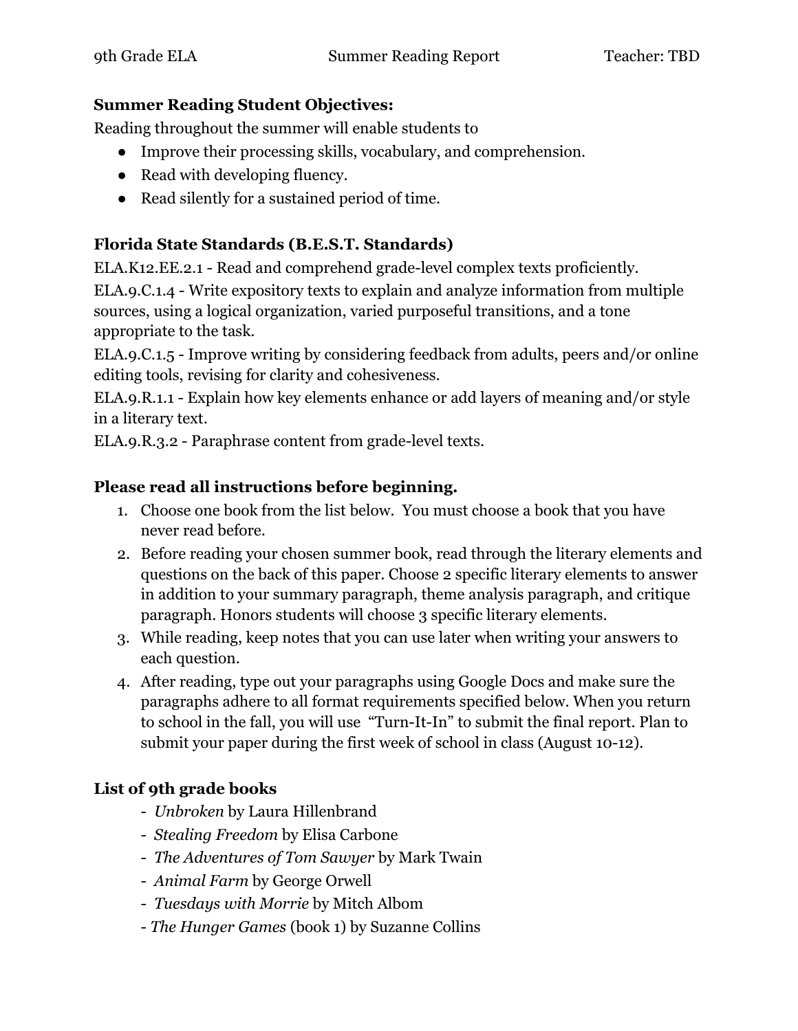9th Grade ELA Summer Reading Report Teacher: TBD

**Summer Reading Student Objectives:**

Reading throughout the summer will enable students to

- Improve their processing skills, vocabulary, and comprehension.
- Read with developing fluency.
- Read silently for a sustained period of time.

**Florida State Standards (B.E.S.T. Standards)**

ELA.K12.EE.2.1 - Read and comprehend grade-level complex texts proficiently.

ELA.9.C.1.4 - Write expository texts to explain and analyze information from multiple sources, using a logical organization, varied purposeful transitions, and a tone appropriate to the task.

ELA.9.C.1.5 - Improve writing by considering feedback from adults, peers and/or online editing tools, revising for clarity and cohesiveness.

ELA.9.R.1.1 - Explain how key elements enhance or add layers of meaning and/or style in a literary text.

ELA.9.R.3.2 - Paraphrase content from grade-level texts.

**Please read all instructions before beginning.**

1. Choose one book from the list below. You must choose a book that you have never read before.
2. Before reading your chosen summer book, read through the literary elements and questions on the back of this paper. Choose 2 specific literary elements to answer in addition to your summary paragraph, theme analysis paragraph, and critique paragraph. Honors students will choose 3 specific literary elements.
3. While reading, keep notes that you can use later when writing your answers to each question.
4. After reading, type out your paragraphs using Google Docs and make sure the paragraphs adhere to all format requirements specified below. When you return to school in the fall, you will use "Turn-It-In" to submit the final report. Plan to submit your paper during the first week of school in class (August 10-12).

**List of 9th grade books**

- *Unbroken* by Laura Hillenbrand
- *Stealing Freedom* by Elisa Carbone
- *The Adventures of Tom Sawyer* by Mark Twain
- *Animal Farm* by George Orwell
- *Tuesdays with Morrie* by Mitch Albom
- *The Hunger Games* (book 1) by Suzanne Collins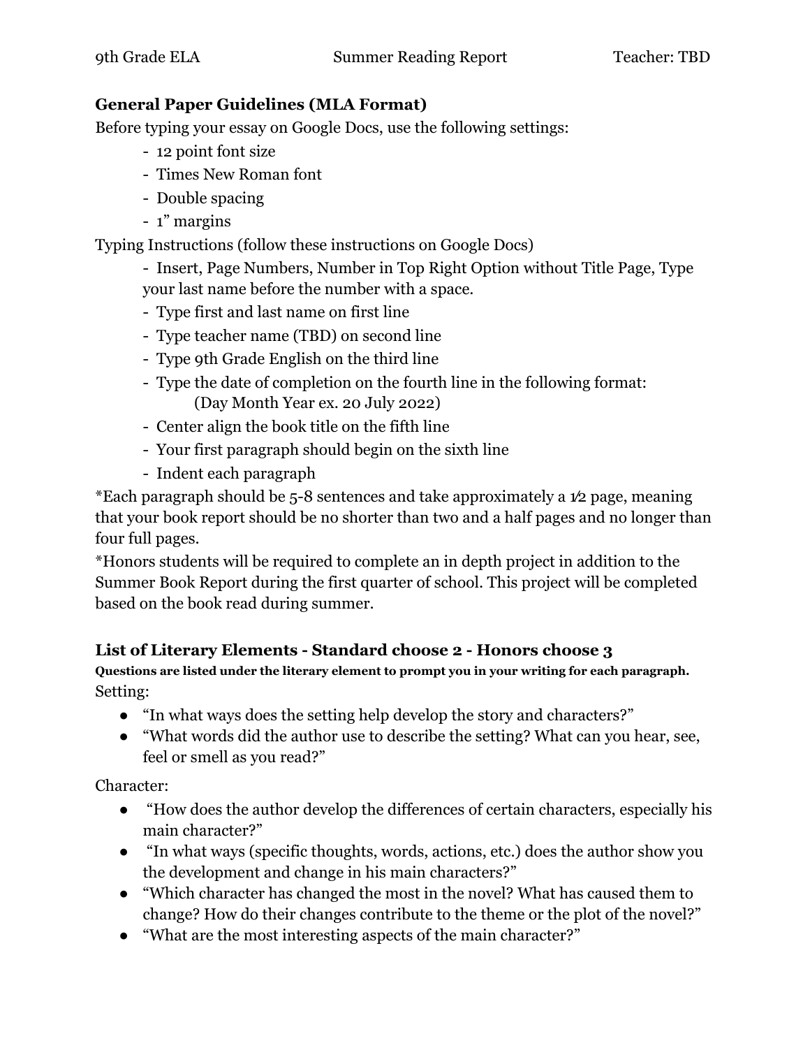## General Paper Guidelines (MLA Format)

Before typing your essay on Google Docs, use the following settings:

- 12 point font size
- Times New Roman font
- Double spacing
- 1" margins

Typing Instructions (follow these instructions on Google Docs)

- Insert, Page Numbers, Number in Top Right Option without Title Page, Type your last name before the number with a space.
- Type first and last name on first line
- Type teacher name (TBD) on second line
- Type 9th Grade English on the third line
- Type the date of completion on the fourth line in the following format:
  (Day Month Year ex. 20 July 2022)
- Center align the book title on the fifth line
- Your first paragraph should begin on the sixth line
- Indent each paragraph

*Each paragraph should be 5-8 sentences and take approximately a ½ page, meaning that your book report should be no shorter than two and a half pages and no longer than four full pages.

*Honors students will be required to complete an in depth project in addition to the Summer Book Report during the first quarter of school. This project will be completed based on the book read during summer.

## List of Literary Elements - Standard choose 2 - Honors choose 3

**Questions are listed under the literary element to prompt you in your writing for each paragraph.**

Setting:

- "In what ways does the setting help develop the story and characters?"
- "What words did the author use to describe the setting? What can you hear, see, feel or smell as you read?"

Character:

- "How does the author develop the differences of certain characters, especially his main character?"
- "In what ways (specific thoughts, words, actions, etc.) does the author show you the development and change in his main characters?"
- "Which character has changed the most in the novel? What has caused them to change? How do their changes contribute to the theme or the plot of the novel?"
- "What are the most interesting aspects of the main character?"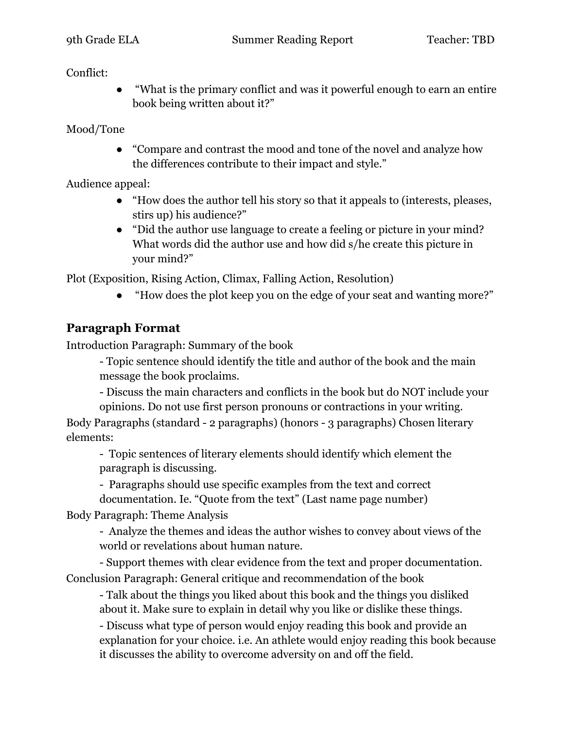Conflict:

- "What is the primary conflict and was it powerful enough to earn an entire book being written about it?"

Mood/Tone

- "Compare and contrast the mood and tone of the novel and analyze how the differences contribute to their impact and style."

Audience appeal:

- "How does the author tell his story so that it appeals to (interests, pleases, stirs up) his audience?"
- "Did the author use language to create a feeling or picture in your mind? What words did the author use and how did s/he create this picture in your mind?"

Plot (Exposition, Rising Action, Climax, Falling Action, Resolution)

- "How does the plot keep you on the edge of your seat and wanting more?"

## Paragraph Format

Introduction Paragraph: Summary of the book

- Topic sentence should identify the title and author of the book and the main message the book proclaims.

- Discuss the main characters and conflicts in the book but do NOT include your opinions. Do not use first person pronouns or contractions in your writing.

Body Paragraphs (standard - 2 paragraphs) (honors - 3 paragraphs) Chosen literary elements:

- Topic sentences of literary elements should identify which element the paragraph is discussing.

- Paragraphs should use specific examples from the text and correct documentation. Ie. "Quote from the text" (Last name page number)

Body Paragraph: Theme Analysis

- Analyze the themes and ideas the author wishes to convey about views of the world or revelations about human nature.

- Support themes with clear evidence from the text and proper documentation.

Conclusion Paragraph: General critique and recommendation of the book

- Talk about the things you liked about this book and the things you disliked about it. Make sure to explain in detail why you like or dislike these things.

- Discuss what type of person would enjoy reading this book and provide an explanation for your choice. i.e. An athlete would enjoy reading this book because it discusses the ability to overcome adversity on and off the field.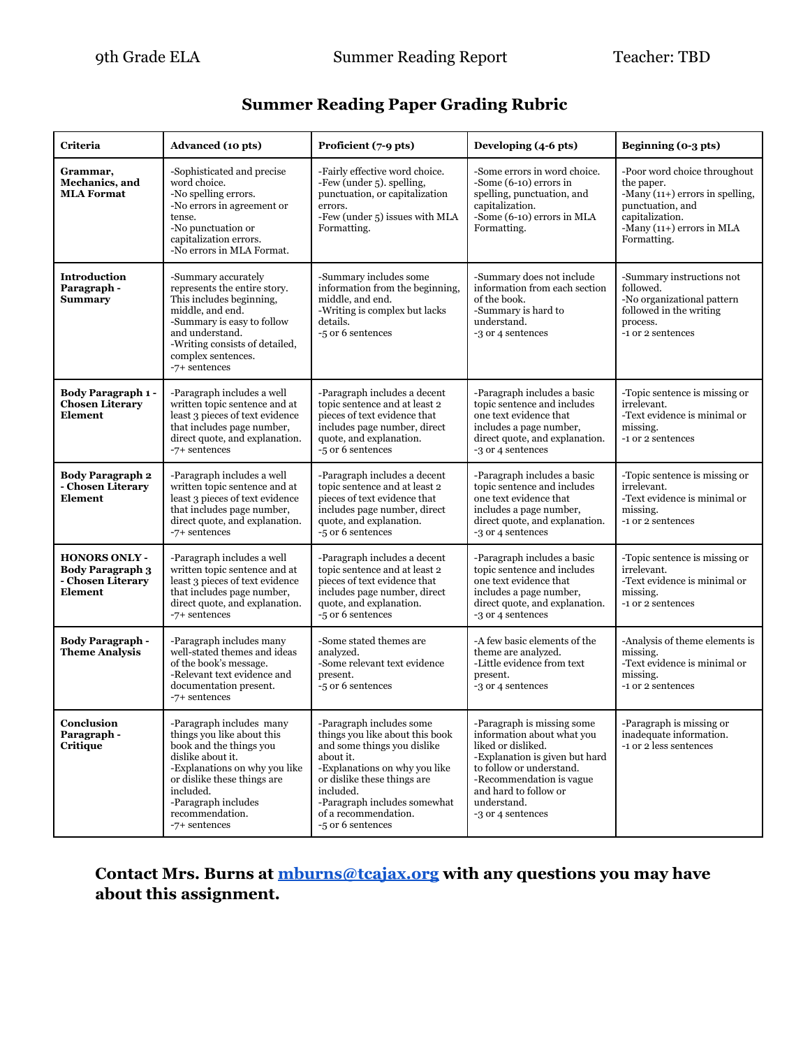## Summer Reading Paper Grading Rubric

| Criteria | Advanced (10 pts) | Proficient (7-9 pts) | Developing (4-6 pts) | Beginning (0-3 pts) |
|---|---|---|---|---|
| **Grammar, Mechanics, and MLA Format** | -Sophisticated and precise word choice.<br>-No spelling errors.<br>-No errors in agreement or tense.<br>-No punctuation or capitalization errors.<br>-No errors in MLA Format. | -Fairly effective word choice.<br>-Few (under 5). spelling, punctuation, or capitalization errors.<br>-Few (under 5) issues with MLA Formatting. | -Some errors in word choice.<br>-Some (6-10) errors in spelling, punctuation, and capitalization.<br>-Some (6-10) errors in MLA Formatting. | -Poor word choice throughout the paper.<br>-Many (11+) errors in spelling, punctuation, and capitalization.<br>-Many (11+) errors in MLA Formatting. |
| **Introduction Paragraph - Summary** | -Summary accurately represents the entire story. This includes beginning, middle, and end.<br>-Summary is easy to follow and understand.<br>-Writing consists of detailed, complex sentences.<br>-7+ sentences | -Summary includes some information from the beginning, middle, and end.<br>-Writing is complex but lacks details.<br>-5 or 6 sentences | -Summary does not include information from each section of the book.<br>-Summary is hard to understand.<br>-3 or 4 sentences | -Summary instructions not followed.<br>-No organizational pattern followed in the writing process.<br>-1 or 2 sentences |
| **Body Paragraph 1 - Chosen Literary Element** | -Paragraph includes a well written topic sentence and at least 3 pieces of text evidence that includes page number, direct quote, and explanation.<br>-7+ sentences | -Paragraph includes a decent topic sentence and at least 2 pieces of text evidence that includes page number, direct quote, and explanation.<br>-5 or 6 sentences | -Paragraph includes a basic topic sentence and includes one text evidence that includes a page number, direct quote, and explanation.<br>-3 or 4 sentences | -Topic sentence is missing or irrelevant.<br>-Text evidence is minimal or missing.<br>-1 or 2 sentences |
| **Body Paragraph 2 - Chosen Literary Element** | -Paragraph includes a well written topic sentence and at least 3 pieces of text evidence that includes page number, direct quote, and explanation.<br>-7+ sentences | -Paragraph includes a decent topic sentence and at least 2 pieces of text evidence that includes page number, direct quote, and explanation.<br>-5 or 6 sentences | -Paragraph includes a basic topic sentence and includes one text evidence that includes a page number, direct quote, and explanation.<br>-3 or 4 sentences | -Topic sentence is missing or irrelevant.<br>-Text evidence is minimal or missing.<br>-1 or 2 sentences |
| **HONORS ONLY - Body Paragraph 3 - Chosen Literary Element** | -Paragraph includes a well written topic sentence and at least 3 pieces of text evidence that includes page number, direct quote, and explanation.<br>-7+ sentences | -Paragraph includes a decent topic sentence and at least 2 pieces of text evidence that includes page number, direct quote, and explanation.<br>-5 or 6 sentences | -Paragraph includes a basic topic sentence and includes one text evidence that includes a page number, direct quote, and explanation.<br>-3 or 4 sentences | -Topic sentence is missing or irrelevant.<br>-Text evidence is minimal or missing.<br>-1 or 2 sentences |
| **Body Paragraph - Theme Analysis** | -Paragraph includes many well-stated themes and ideas of the book's message.<br>-Relevant text evidence and documentation present.<br>-7+ sentences | -Some stated themes are analyzed.<br>-Some relevant text evidence present.<br>-5 or 6 sentences | -A few basic elements of the theme are analyzed.<br>-Little evidence from text present.<br>-3 or 4 sentences | -Analysis of theme elements is missing.<br>-Text evidence is minimal or missing.<br>-1 or 2 sentences |
| **Conclusion Paragraph - Critique** | -Paragraph includes many things you like about this book and the things you dislike about it.<br>-Explanations on why you like or dislike these things are included.<br>-Paragraph includes recommendation.<br>-7+ sentences | -Paragraph includes some things you like about this book and some things you dislike about it.<br>-Explanations on why you like or dislike these things are included.<br>-Paragraph includes somewhat of a recommendation.<br>-5 or 6 sentences | -Paragraph is missing some information about what you liked or disliked.<br>-Explanation is given but hard to follow or understand.<br>-Recommendation is vague and hard to follow or understand.<br>-3 or 4 sentences | -Paragraph is missing or inadequate information.<br>-1 or 2 less sentences |

**Contact Mrs. Burns at [mburns@tcajax.org](mailto:mburns@tcajax.org) with any questions you may have about this assignment.**